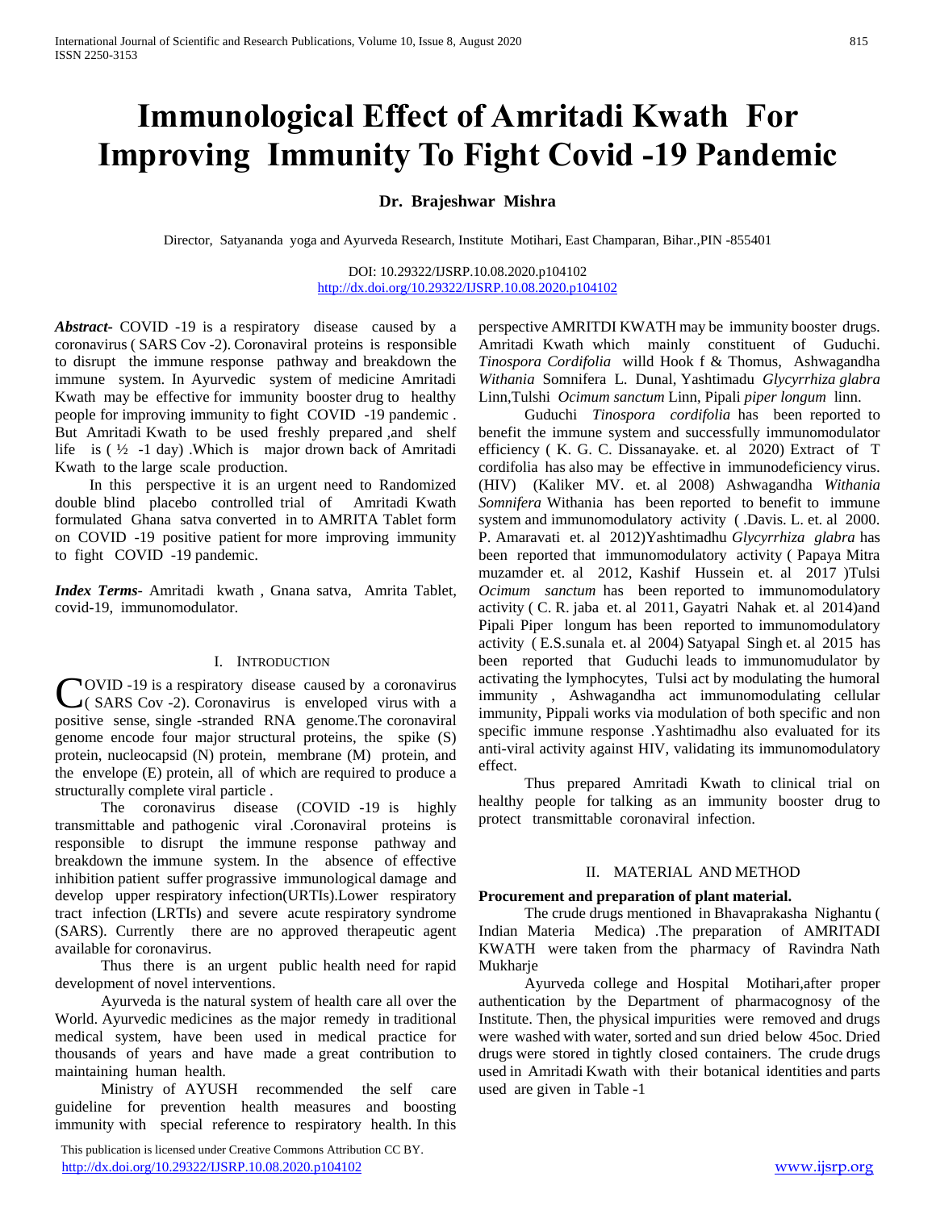# Immunological Effect of Amritadi Kwath For Improving Immunity To Fight Covid -19 Pandemic

**Dr. Brajeshwar Mishra**

Director, Satyananda yoga and Ayurveda Research, Institute Motihari, East Champaran, Bihar.,PIN -855401

DOI: 10.29322/IJSRP.10.08.2020.p104102
http://dx.doi.org/10.29322/IJSRP.10.08.2020.p104102

***Abstract***- COVID -19 is a respiratory disease caused by a coronavirus ( SARS Cov -2). Coronaviral proteins is responsible to disrupt the immune response pathway and breakdown the immune system. In Ayurvedic system of medicine Amritadi Kwath may be effective for immunity booster drug to healthy people for improving immunity to fight COVID -19 pandemic . But Amritadi Kwath to be used freshly prepared ,and shelf life is ( ½ -1 day) .Which is major drown back of Amritadi Kwath to the large scale production.

In this perspective it is an urgent need to Randomized double blind placebo controlled trial of Amritadi Kwath formulated Ghana satva converted in to AMRITA Tablet form on COVID -19 positive patient for more improving immunity to fight COVID -19 pandemic.

***Index Terms***- Amritadi kwath , Gnana satva, Amrita Tablet, covid-19, immunomodulator.

## I. Introduction

COVID -19 is a respiratory disease caused by a coronavirus ( SARS Cov -2). Coronavirus is enveloped virus with a positive sense, single -stranded RNA genome.The coronaviral genome encode four major structural proteins, the spike (S) protein, nucleocapsid (N) protein, membrane (M) protein, and the envelope (E) protein, all of which are required to produce a structurally complete viral particle .

The coronavirus disease (COVID -19 is highly transmittable and pathogenic viral .Coronaviral proteins is responsible to disrupt the immune response pathway and breakdown the immune system. In the absence of effective inhibition patient suffer prograssive immunological damage and develop upper respiratory infection(URTIs).Lower respiratory tract infection (LRTIs) and severe acute respiratory syndrome (SARS). Currently there are no approved therapeutic agent available for coronavirus.

Thus there is an urgent public health need for rapid development of novel interventions.

Ayurveda is the natural system of health care all over the World. Ayurvedic medicines as the major remedy in traditional medical system, have been used in medical practice for thousands of years and have made a great contribution to maintaining human health.

Ministry of AYUSH recommended the self care guideline for prevention health measures and boosting immunity with special reference to respiratory health. In this perspective AMRITDI KWATH may be immunity booster drugs. Amritadi Kwath which mainly constituent of Guduchi. *Tinospora Cordifolia* willd Hook f & Thomus, Ashwagandha *Withania* Somnifera L. Dunal, Yashtimadu *Glycyrrhiza glabra* Linn,Tulshi *Ocimum sanctum* Linn, Pipali *piper longum* linn.

Guduchi *Tinospora cordifolia* has been reported to benefit the immune system and successfully immunomodulator efficiency ( K. G. C. Dissanayake. et. al 2020) Extract of T cordifolia has also may be effective in immunodeficiency virus. (HIV) (Kaliker MV. et. al 2008) Ashwagandha *Withania Somnifera* Withania has been reported to benefit to immune system and immunomodulatory activity ( .Davis. L. et. al 2000. P. Amaravati et. al 2012)Yashtimadhu *Glycyrrhiza glabra* has been reported that immunomodulatory activity ( Papaya Mitra muzamder et. al 2012, Kashif Hussein et. al 2017 )Tulsi *Ocimum sanctum* has been reported to immunomodulatory activity ( C. R. jaba et. al 2011, Gayatri Nahak et. al 2014)and Pipali Piper longum has been reported to immunomodulatory activity ( E.S.sunala et. al 2004) Satyapal Singh et. al 2015 has been reported that Guduchi leads to immunomudulator by activating the lymphocytes, Tulsi act by modulating the humoral immunity , Ashwagandha act immunomodulating cellular immunity, Pippali works via modulation of both specific and non specific immune response .Yashtimadhu also evaluated for its anti-viral activity against HIV, validating its immunomodulatory effect.

Thus prepared Amritadi Kwath to clinical trial on healthy people for talking as an immunity booster drug to protect transmittable coronaviral infection.

## II. Material and Method

**Procurement and preparation of plant material.**

The crude drugs mentioned in Bhavaprakasha Nighantu ( Indian Materia Medica) .The preparation of AMRITADI KWATH were taken from the pharmacy of Ravindra Nath Mukharje

Ayurveda college and Hospital Motihari,after proper authentication by the Department of pharmacognosy of the Institute. Then, the physical impurities were removed and drugs were washed with water, sorted and sun dried below 45oc. Dried drugs were stored in tightly closed containers. The crude drugs used in Amritadi Kwath with their botanical identities and parts used are given in Table -1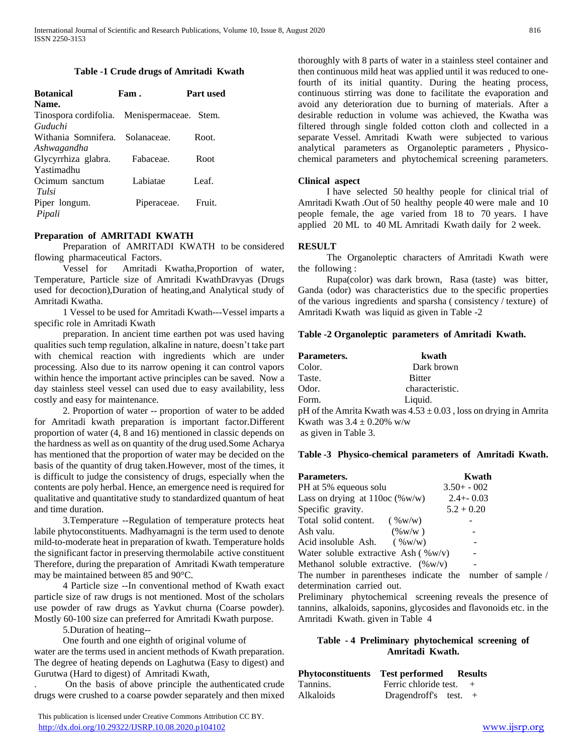**Table -1 Crude drugs of Amritadi Kwath**

| Botanical Name. | Fam . | Part used |
|---|---|---|
| Tinospora cordifolia. *Guduchi* | Menispermaceae. | Stem. |
| Withania Somnifera. *Ashwagandha* | Solanaceae. | Root. |
| Glycyrrhiza glabra. Yastimadhu | Fabaceae. | Root |
| Ocimum sanctum *Tulsi* | Labiatae | Leaf. |
| Piper longum. *Pipali* | Piperaceae. | Fruit. |

**Preparation of AMRITADI KWATH**

Preparation of AMRITADI KWATH to be considered flowing pharmaceutical Factors.

Vessel for Amritadi Kwatha,Proportion of water, Temperature, Particle size of Amritadi KwathDravyas (Drugs used for decoction),Duration of heating,and Analytical study of Amritadi Kwatha.

1 Vessel to be used for Amritadi Kwath---Vessel imparts a specific role in Amritadi Kwath

preparation. In ancient time earthen pot was used having qualities such temp regulation, alkaline in nature, doesn't take part with chemical reaction with ingredients which are under processing. Also due to its narrow opening it can control vapors within hence the important active principles can be saved. Now a day stainless steel vessel can used due to easy availability, less costly and easy for maintenance.

2. Proportion of water -- proportion of water to be added for Amritadi kwath preparation is important factor.Different proportion of water (4, 8 and 16) mentioned in classic depends on the hardness as well as on quantity of the drug used.Some Acharya has mentioned that the proportion of water may be decided on the basis of the quantity of drug taken.However, most of the times, it is difficult to judge the consistency of drugs, especially when the contents are poly herbal. Hence, an emergence need is required for qualitative and quantitative study to standardized quantum of heat and time duration.

3.Temperature --Regulation of temperature protects heat labile phytoconstituents. Madhyamagni is the term used to denote mild-to-moderate heat in preparation of kwath. Temperature holds the significant factor in preserving thermolabile active constituent Therefore, during the preparation of Amritadi Kwath temperature may be maintained between 85 and 90°C.

4 Particle size --In conventional method of Kwath exact particle size of raw drugs is not mentioned. Most of the scholars use powder of raw drugs as Yavkut churna (Coarse powder). Mostly 60-100 size can preferred for Amritadi Kwath purpose.

5.Duration of heating--

One fourth and one eighth of original volume of water are the terms used in ancient methods of Kwath preparation. The degree of heating depends on Laghutwa (Easy to digest) and Gurutwa (Hard to digest) of Amritadi Kwath,

. On the basis of above principle the authenticated crude drugs were crushed to a coarse powder separately and then mixed thoroughly with 8 parts of water in a stainless steel container and then continuous mild heat was applied until it was reduced to one-fourth of its initial quantity. During the heating process, continuous stirring was done to facilitate the evaporation and avoid any deterioration due to burning of materials. After a desirable reduction in volume was achieved, the Kwatha was filtered through single folded cotton cloth and collected in a separate Vessel. Amritadi Kwath were subjected to various analytical parameters as Organoleptic parameters , Physico-chemical parameters and phytochemical screening parameters.

**Clinical aspect**

I have selected 50 healthy people for clinical trial of Amritadi Kwath .Out of 50 healthy people 40 were male and 10 people female, the age varied from 18 to 70 years. I have applied 20 ML to 40 ML Amritadi Kwath daily for 2 week.

**RESULT**

The Organoleptic characters of Amritadi Kwath were the following :

Rupa(color) was dark brown, Rasa (taste) was bitter, Ganda (odor) was characteristics due to the specific properties of the various ingredients and sparsha ( consistency / texture) of Amritadi Kwath was liquid as given in Table -2

**Table -2 Organoleptic parameters of Amritadi Kwath.**

| Parameters. | kwath |
|---|---|
| Color. | Dark brown |
| Taste. | Bitter |
| Odor. | characteristic. |
| Form. | Liquid. |

pH of the Amrita Kwath was $4.53 \pm 0.03$ , loss on drying in Amrita Kwath was $3.4 \pm 0.20\%$ w/w as given in Table 3.

**Table -3 Physico-chemical parameters of Amritadi Kwath.**

| Parameters. | Kwath |
|---|---|
| PH at 5% equeous solu | 3.50+ - 002 |
| Lass on drying at 110oc (%w/w) | 2.4+- 0.03 |
| Specific gravity. | 5.2 + 0.20 |
| Total solid content. ( %w/w) | - |
| Ash valu. (%w/w ) | - |
| Acid insoluble Ash. ( %w/w) | - |
| Water soluble extractive Ash ( %w/v) | - |
| Methanol soluble extractive. (%w/v) | - |

The number in parentheses indicate the number of sample / determination carried out.

Preliminary phytochemical screening reveals the presence of tannins, alkaloids, saponins, glycosides and flavonoids etc. in the Amritadi Kwath. given in Table 4

**Table - 4 Preliminary phytochemical screening of Amritadi Kwath.**

| Phytoconstituents | Test performed | Results |
|---|---|---|
| Tannins. | Ferric chloride test. | + |
| Alkaloids | Dragendroff's test. | + |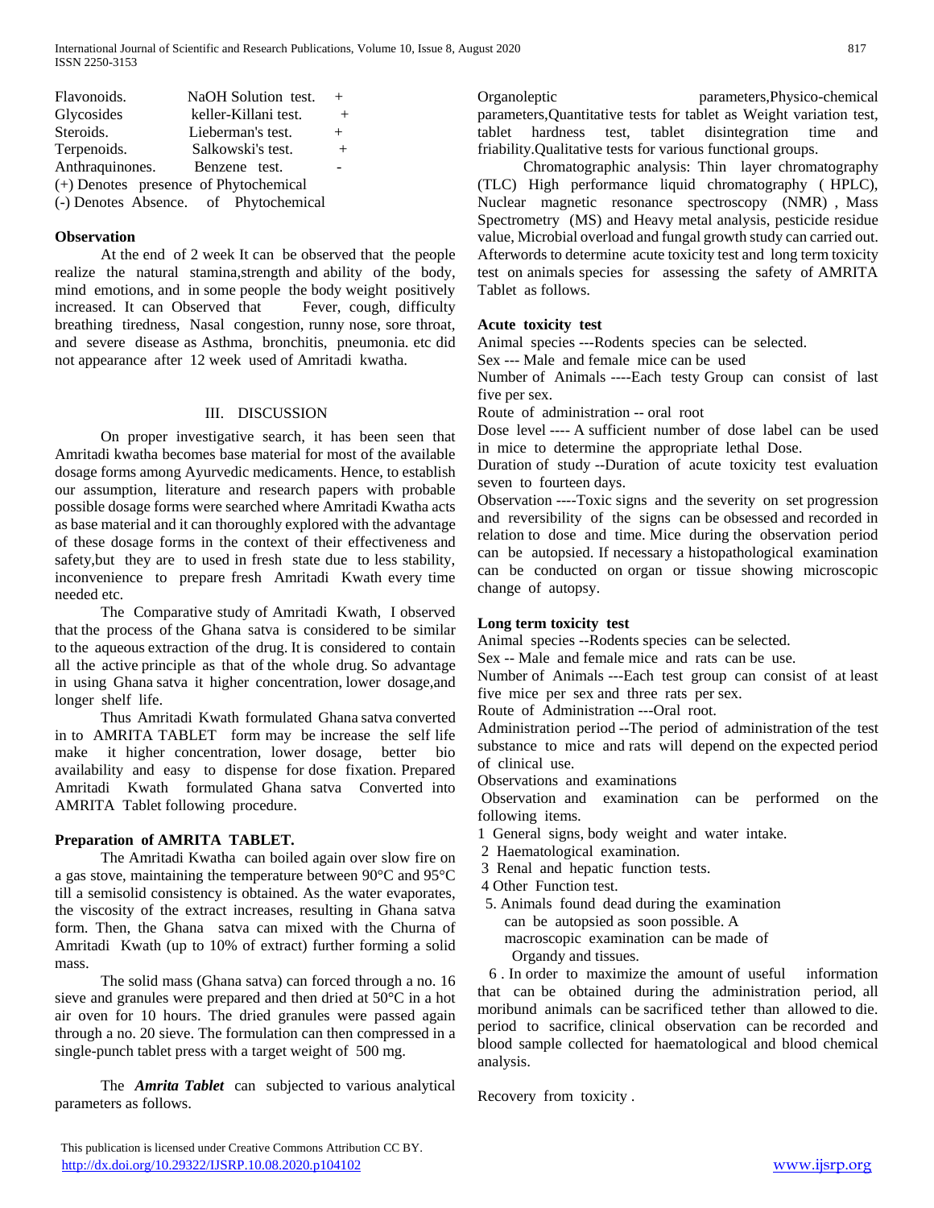| Flavonoids. | NaOH Solution test. | + |
|---|---|---|
| Glycosides | keller-Killani test. | + |
| Steroids. | Lieberman's test. | + |
| Terpenoids. | Salkowski's test. | + |
| Anthraquinones. | Benzene test. | - |

(+) Denotes presence of Phytochemical

(-) Denotes Absence. of Phytochemical

**Observation**

At the end of 2 week It can be observed that the people realize the natural stamina,strength and ability of the body, mind emotions, and in some people the body weight positively increased. It can Observed that Fever, cough, difficulty breathing tiredness, Nasal congestion, runny nose, sore throat, and severe disease as Asthma, bronchitis, pneumonia. etc did not appearance after 12 week used of Amritadi kwatha.

## III. DISCUSSION

On proper investigative search, it has been seen that Amritadi kwatha becomes base material for most of the available dosage forms among Ayurvedic medicaments. Hence, to establish our assumption, literature and research papers with probable possible dosage forms were searched where Amritadi Kwatha acts as base material and it can thoroughly explored with the advantage of these dosage forms in the context of their effectiveness and safety,but they are to used in fresh state due to less stability, inconvenience to prepare fresh Amritadi Kwath every time needed etc.

The Comparative study of Amritadi Kwath, I observed that the process of the Ghana satva is considered to be similar to the aqueous extraction of the drug. It is considered to contain all the active principle as that of the whole drug. So advantage in using Ghana satva it higher concentration, lower dosage,and longer shelf life.

Thus Amritadi Kwath formulated Ghana satva converted in to AMRITA TABLET form may be increase the self life make it higher concentration, lower dosage, better bio availability and easy to dispense for dose fixation. Prepared Amritadi Kwath formulated Ghana satva Converted into AMRITA Tablet following procedure.

**Preparation of AMRITA TABLET.**

The Amritadi Kwatha can boiled again over slow fire on a gas stove, maintaining the temperature between 90°C and 95°C till a semisolid consistency is obtained. As the water evaporates, the viscosity of the extract increases, resulting in Ghana satva form. Then, the Ghana satva can mixed with the Churna of Amritadi Kwath (up to 10% of extract) further forming a solid mass.

The solid mass (Ghana satva) can forced through a no. 16 sieve and granules were prepared and then dried at 50°C in a hot air oven for 10 hours. The dried granules were passed again through a no. 20 sieve. The formulation can then compressed in a single-punch tablet press with a target weight of 500 mg.

The ***Amrita Tablet*** can subjected to various analytical parameters as follows.

Organoleptic parameters,Physico-chemical parameters,Quantitative tests for tablet as Weight variation test, tablet hardness test, tablet disintegration time and friability.Qualitative tests for various functional groups.

Chromatographic analysis: Thin layer chromatography (TLC) High performance liquid chromatography ( HPLC), Nuclear magnetic resonance spectroscopy (NMR) , Mass Spectrometry (MS) and Heavy metal analysis, pesticide residue value, Microbial overload and fungal growth study can carried out. Afterwords to determine acute toxicity test and long term toxicity test on animals species for assessing the safety of AMRITA Tablet as follows.

**Acute toxicity test**

Animal species ---Rodents species can be selected.

Sex --- Male and female mice can be used

Number of Animals ----Each testy Group can consist of last five per sex.

Route of administration -- oral root

Dose level ---- A sufficient number of dose label can be used in mice to determine the appropriate lethal Dose.

Duration of study --Duration of acute toxicity test evaluation seven to fourteen days.

Observation ----Toxic signs and the severity on set progression and reversibility of the signs can be obsessed and recorded in relation to dose and time. Mice during the observation period can be autopsied. If necessary a histopathological examination can be conducted on organ or tissue showing microscopic change of autopsy.

**Long term toxicity test**

Animal species --Rodents species can be selected.

Sex -- Male and female mice and rats can be use.

Number of Animals ---Each test group can consist of at least five mice per sex and three rats per sex.

Route of Administration ---Oral root.

Administration period --The period of administration of the test substance to mice and rats will depend on the expected period of clinical use.

Observations and examinations

Observation and examination can be performed on the following items.

1 General signs, body weight and water intake.

2 Haematological examination.

3 Renal and hepatic function tests.

4 Other Function test.

5. Animals found dead during the examination can be autopsied as soon possible. A macroscopic examination can be made of Organdy and tissues.

6 . In order to maximize the amount of useful information that can be obtained during the administration period, all moribund animals can be sacrificed tether than allowed to die. period to sacrifice, clinical observation can be recorded and blood sample collected for haematological and blood chemical analysis.

Recovery from toxicity .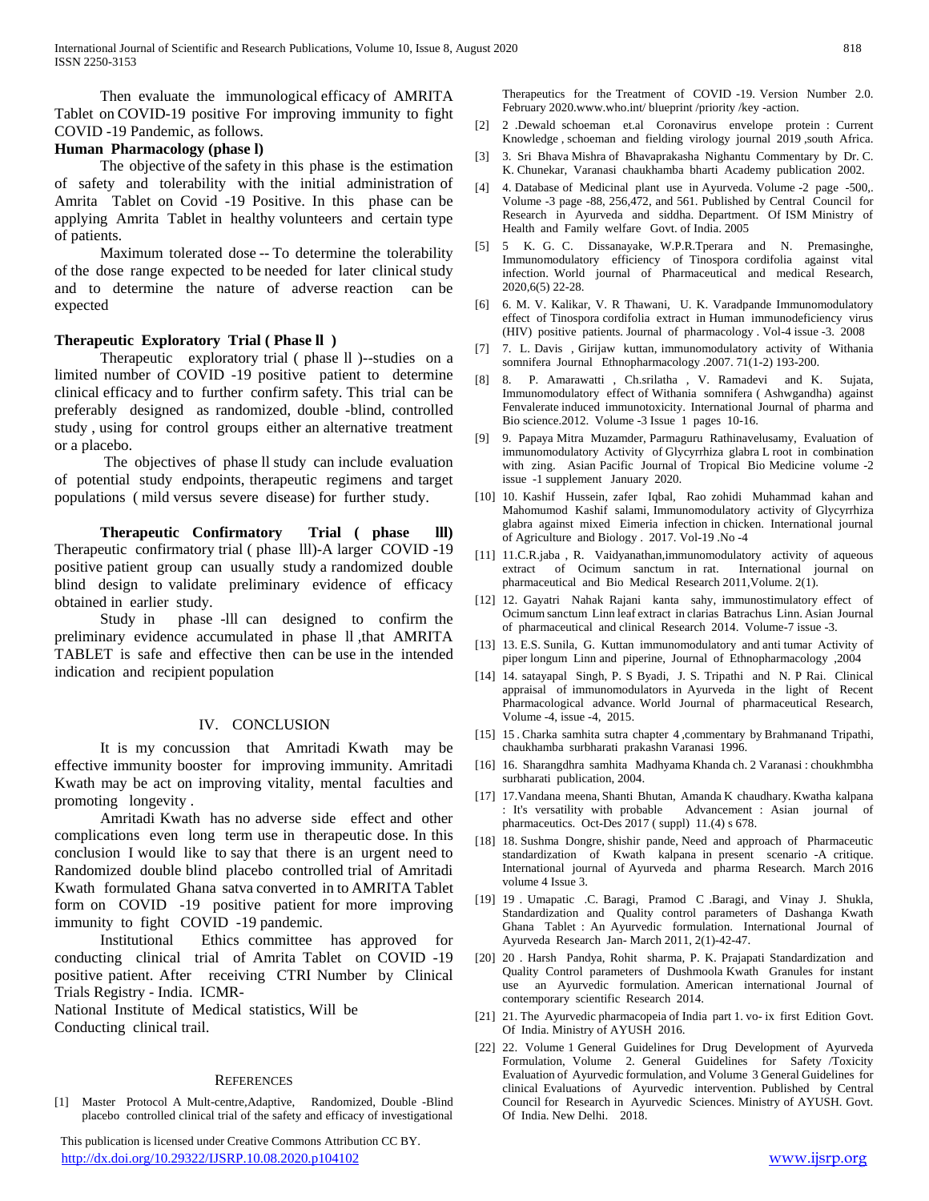Then evaluate the immunological efficacy of AMRITA Tablet on COVID-19 positive For improving immunity to fight COVID -19 Pandemic, as follows.

**Human Pharmacology (phase l)**

The objective of the safety in this phase is the estimation of safety and tolerability with the initial administration of Amrita Tablet on Covid -19 Positive. In this phase can be applying Amrita Tablet in healthy volunteers and certain type of patients.

Maximum tolerated dose -- To determine the tolerability of the dose range expected to be needed for later clinical study and to determine the nature of adverse reaction can be expected

**Therapeutic Exploratory Trial ( Phase ll )**

Therapeutic exploratory trial ( phase ll )--studies on a limited number of COVID -19 positive patient to determine clinical efficacy and to further confirm safety. This trial can be preferably designed as randomized, double -blind, controlled study , using for control groups either an alternative treatment or a placebo.

The objectives of phase ll study can include evaluation of potential study endpoints, therapeutic regimens and target populations ( mild versus severe disease) for further study.

**Therapeutic Confirmatory Trial ( phase lll)** Therapeutic confirmatory trial ( phase lll)-A larger COVID -19 positive patient group can usually study a randomized double blind design to validate preliminary evidence of efficacy obtained in earlier study.

Study in phase -lll can designed to confirm the preliminary evidence accumulated in phase ll ,that AMRITA TABLET is safe and effective then can be use in the intended indication and recipient population

## IV. CONCLUSION

It is my concussion that Amritadi Kwath may be effective immunity booster for improving immunity. Amritadi Kwath may be act on improving vitality, mental faculties and promoting longevity .

Amritadi Kwath has no adverse side effect and other complications even long term use in therapeutic dose. In this conclusion I would like to say that there is an urgent need to Randomized double blind placebo controlled trial of Amritadi Kwath formulated Ghana satva converted in to AMRITA Tablet form on COVID -19 positive patient for more improving immunity to fight COVID -19 pandemic.

Institutional Ethics committee has approved for conducting clinical trial of Amrita Tablet on COVID -19 positive patient. After receiving CTRI Number by Clinical Trials Registry - India. ICMR-

National Institute of Medical statistics, Will be Conducting clinical trail.

## REFERENCES

[1] Master Protocol A Mult-centre,Adaptive, Randomized, Double -Blind placebo controlled clinical trial of the safety and efficacy of investigational Therapeutics for the Treatment of COVID -19. Version Number 2.0. February 2020.www.who.int/ blueprint /priority /key -action.

[2] 2 .Dewald schoeman et.al Coronavirus envelope protein : Current Knowledge , schoeman and fielding virology journal 2019 ,south Africa.

[3] 3. Sri Bhava Mishra of Bhavaprakasha Nighantu Commentary by Dr. C. K. Chunekar, Varanasi chaukhamba bharti Academy publication 2002.

[4] 4. Database of Medicinal plant use in Ayurveda. Volume -2 page -500,. Volume -3 page -88, 256,472, and 561. Published by Central Council for Research in Ayurveda and siddha. Department. Of ISM Ministry of Health and Family welfare Govt. of India. 2005

[5] 5 K. G. C. Dissanayake, W.P.R.Tperara and N. Premasinghe, Immunomodulatory efficiency of Tinospora cordifolia against vital infection. World journal of Pharmaceutical and medical Research, 2020,6(5) 22-28.

[6] 6. M. V. Kalikar, V. R Thawani, U. K. Varadpande Immunomodulatory effect of Tinospora cordifolia extract in Human immunodeficiency virus (HIV) positive patients. Journal of pharmacology . Vol-4 issue -3. 2008

[7] 7. L. Davis , Girijaw kuttan, immunomodulatory activity of Withania somnifera Journal Ethnopharmacology .2007. 71(1-2) 193-200.

[8] 8. P. Amarawatti , Ch.srilatha , V. Ramadevi and K. Sujata, Immunomodulatory effect of Withania somnifera ( Ashwgandha) against Fenvalerate induced immunotoxicity. International Journal of pharma and Bio science.2012. Volume -3 Issue 1 pages 10-16.

[9] 9. Papaya Mitra Muzamder, Paramaguru Rathinavelusamy, Evaluation of immunomodulatory Activity of Glycyrrhiza glabra L root in combination with zing. Asian Pacific Journal of Tropical Bio Medicine volume -2 issue -1 supplement January 2020.

[10] 10. Kashif Hussein, zafer Iqbal, Rao zohidi Muhammad kahan and Mahomumod Kashif salami, Immunomodulatory activity of Glycyrrhiza glabra against mixed Eimeria infection in chicken. International journal of Agriculture and Biology . 2017. Vol-19 .No -4

[11] 11.C.R.jaba , R. Vaidyanathan,immunomodulatory activity of aqueous extract of Ocimum sanctum in rat. International journal on pharmaceutical and Bio Medical Research 2011,Volume. 2(1).

[12] 12. Gayatri Nahak Rajani kanta sahy, immunostimulatory effect of Ocimum sanctum Linn leaf extract in clarias Batrachus Linn. Asian Journal of pharmaceutical and clinical Research 2014. Volume-7 issue -3.

[13] 13. E.S. Sunila, G. Kuttan immunomodulatory and anti tumar Activity of piper longum Linn and piperine, Journal of Ethnopharmacology ,2004

[14] 14. satayapal Singh, P. S Byadi, J. S. Tripathi and N. P Rai. Clinical appraisal of immunomodulators in Ayurveda in the light of Recent Pharmacological advance. World Journal of pharmaceutical Research, Volume -4, issue -4, 2015.

[15] 15 . Charka samhita sutra chapter 4 ,commentary by Brahmanand Tripathi, chaukhamba surbharati prakashn Varanasi 1996.

[16] 16. Sharangdhra samhita Madhyama Khanda ch. 2 Varanasi : choukhmbha surbharati publication, 2004.

[17] 17.Vandana meena, Shanti Bhutan, Amanda K chaudhary. Kwatha kalpana : It's versatility with probable Advancement : Asian journal of pharmaceutics. Oct-Des 2017 ( suppl) 11.(4) s 678.

[18] 18. Sushma Dongre, shishir pande, Need and approach of Pharmaceutic standardization of Kwath kalpana in present scenario -A critique. International journal of Ayurveda and pharma Research. March 2016 volume 4 Issue 3.

[19] 19 . Umapatic .C. Baragi, Pramod C .Baragi, and Vinay J. Shukla, Standardization and Quality control parameters of Dashanga Kwath Ghana Tablet : An Ayurvedic formulation. International Journal of Ayurveda Research Jan- March 2011, 2(1)-42-47.

[20] 20 . Harsh Pandya, Rohit sharma, P. K. Prajapati Standardization and Quality Control parameters of Dushmoola Kwath Granules for instant use an Ayurvedic formulation. American international Journal of contemporary scientific Research 2014.

[21] 21. The Ayurvedic pharmacopeia of India part 1. vo- ix first Edition Govt. Of India. Ministry of AYUSH 2016.

[22] 22. Volume 1 General Guidelines for Drug Development of Ayurveda Formulation, Volume 2. General Guidelines for Safety /Toxicity Evaluation of Ayurvedic formulation, and Volume 3 General Guidelines for clinical Evaluations of Ayurvedic intervention. Published by Central Council for Research in Ayurvedic Sciences. Ministry of AYUSH. Govt. Of India. New Delhi. 2018.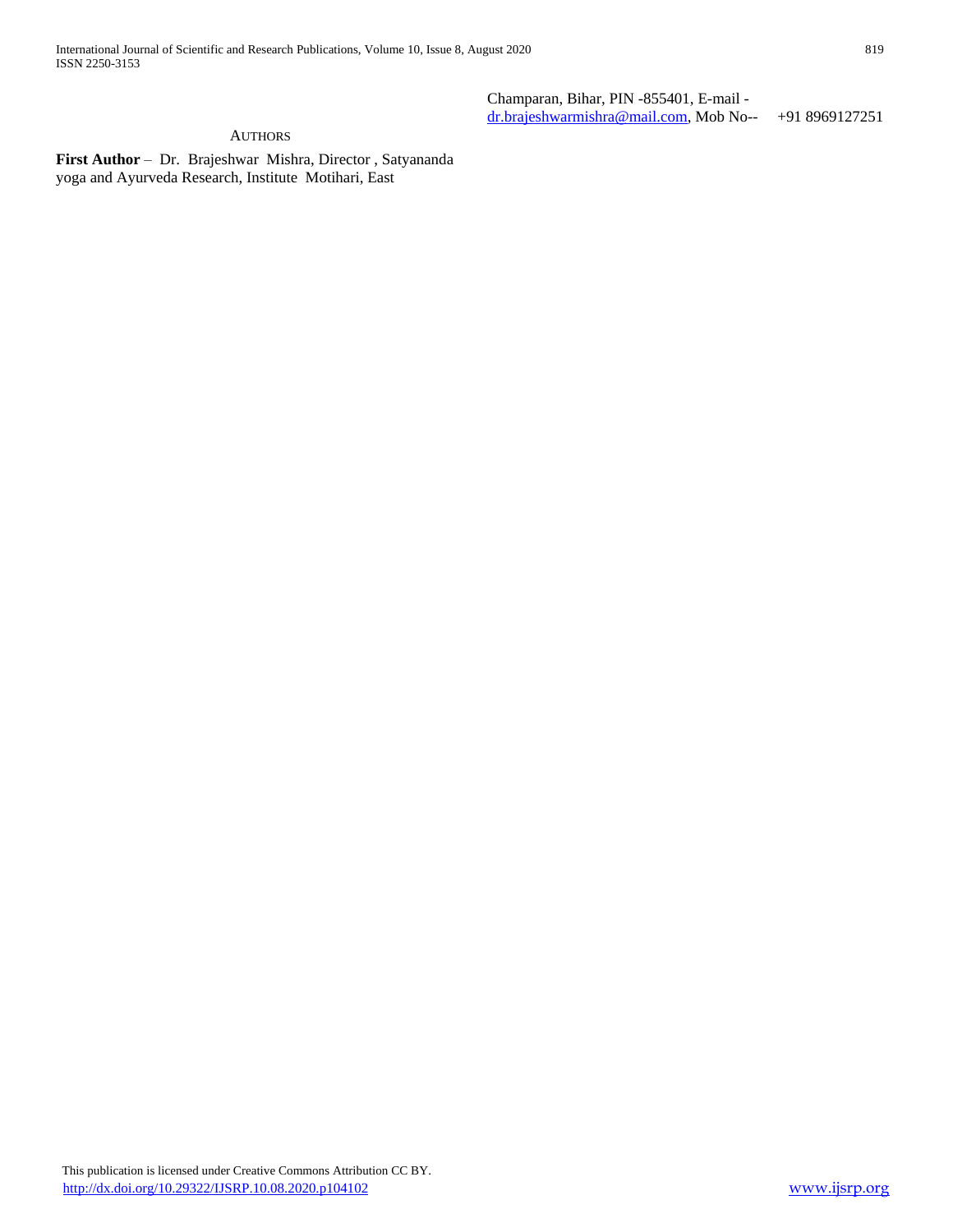AUTHORS

**First Author** – Dr. Brajeshwar Mishra, Director , Satyananda yoga and Ayurveda Research, Institute Motihari, East Champaran, Bihar, PIN -855401, E-mail - dr.brajeshwarmishra@mail.com, Mob No-- +91 8969127251